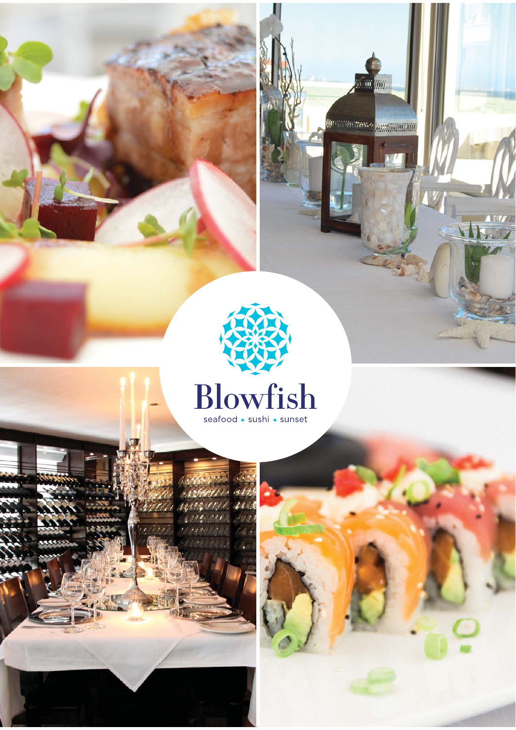# Blowfish

seafood ◆ sushi ◆ sunset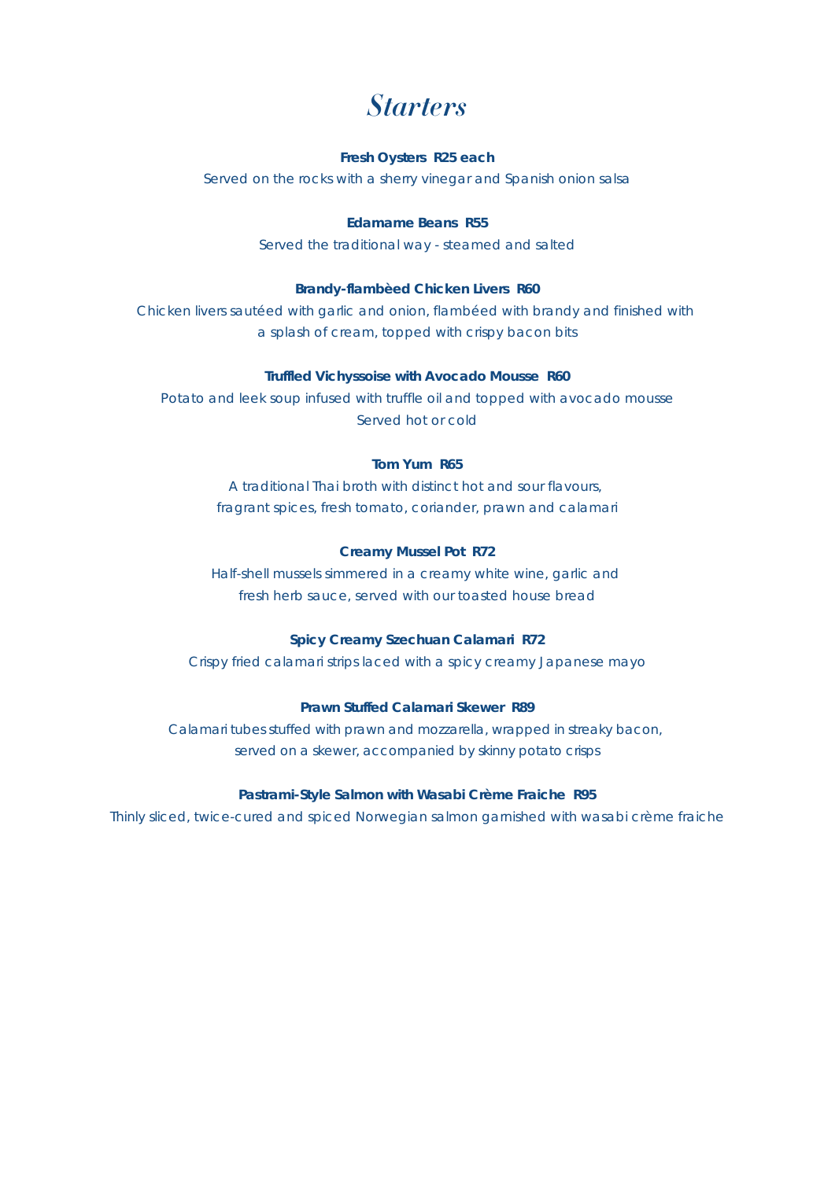# *Starters*

**Fresh Oysters R25 each**

Served on the rocks with a sherry vinegar and Spanish onion salsa

**Edamame Beans R55**

Served the traditional way - steamed and salted

**Brandy-flambèed Chicken Livers R60**

Chicken livers sautéed with garlic and onion, flambéed with brandy and finished with a splash of cream, topped with crispy bacon bits

**Truffled Vichyssoise with Avocado Mousse R60**

Potato and leek soup infused with truffle oil and topped with avocado mousse
Served hot or cold

**Tom Yum R65**

A traditional Thai broth with distinct hot and sour flavours, fragrant spices, fresh tomato, coriander, prawn and calamari

**Creamy Mussel Pot R72**

Half-shell mussels simmered in a creamy white wine, garlic and fresh herb sauce, served with our toasted house bread

**Spicy Creamy Szechuan Calamari R72**

Crispy fried calamari strips laced with a spicy creamy Japanese mayo

**Prawn Stuffed Calamari Skewer R89**

Calamari tubes stuffed with prawn and mozzarella, wrapped in streaky bacon, served on a skewer, accompanied by skinny potato crisps

**Pastrami-Style Salmon with Wasabi Crème Fraiche R95**

Thinly sliced, twice-cured and spiced Norwegian salmon garnished with wasabi crème fraiche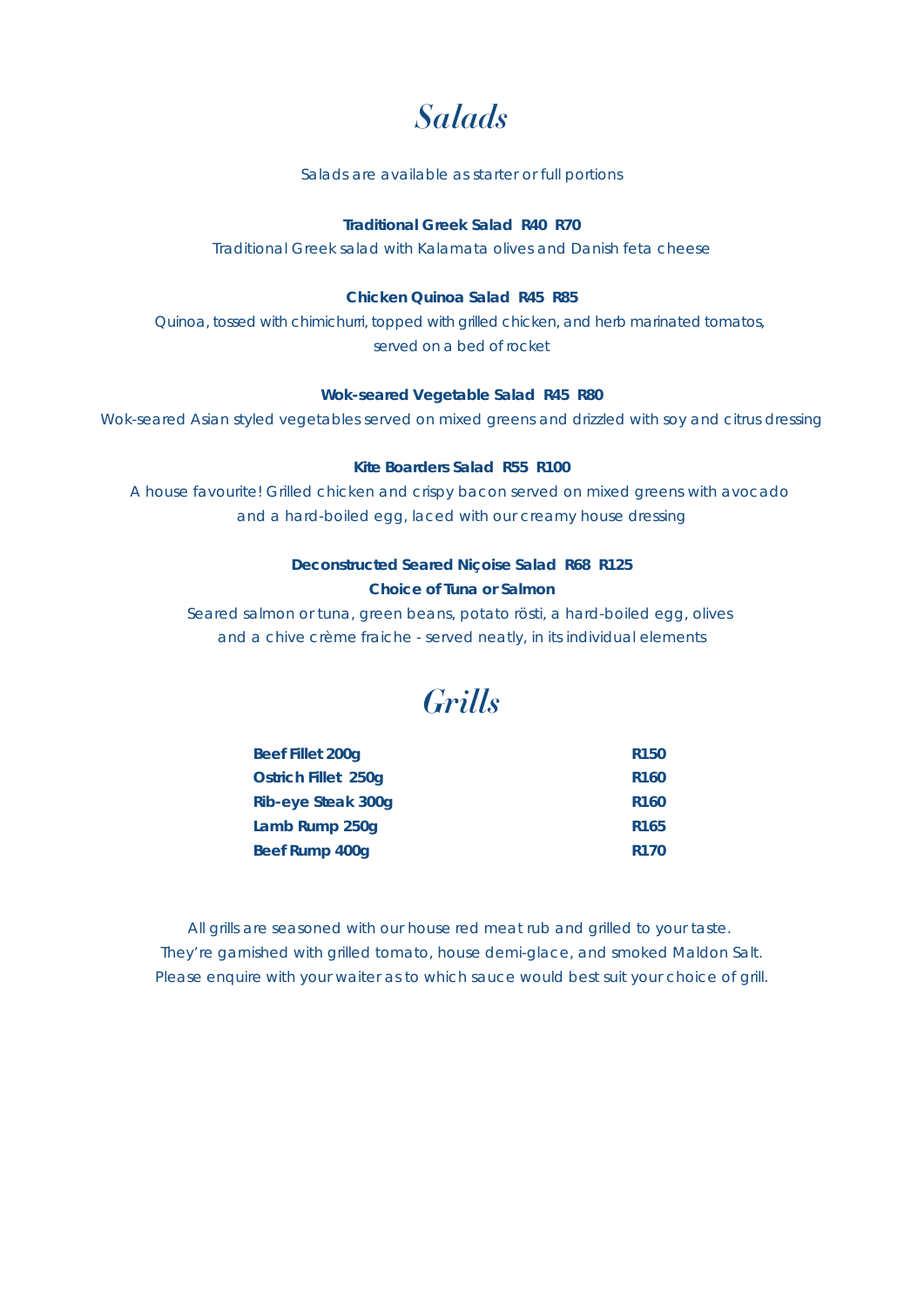# *Salads*

*Salads are available as starter or full portions*

**Traditional Greek Salad R40 R70**

*Traditional Greek salad with Kalamata olives and Danish feta cheese*

**Chicken Quinoa Salad R45 R85**

*Quinoa, tossed with chimichurri, topped with grilled chicken, and herb marinated tomatos, served on a bed of rocket*

**Wok-seared Vegetable Salad R45 R80**

*Wok-seared Asian styled vegetables served on mixed greens and drizzled with soy and citrus dressing*

**Kite Boarders Salad R55 R100**

*A house favourite! Grilled chicken and crispy bacon served on mixed greens with avocado and a hard-boiled egg, laced with our creamy house dressing*

**Deconstructed Seared Niçoise Salad R68 R125**

**Choice of Tuna or Salmon**

*Seared salmon or tuna, green beans, potato rösti, a hard-boiled egg, olives and a chive crème fraiche - served neatly, in its individual elements*

# *Grills*

| | |
|---|---|
| **Beef Fillet 200g** | **R150** |
| **Ostrich Fillet 250g** | **R160** |
| **Rib-eye Steak 300g** | **R160** |
| **Lamb Rump 250g** | **R165** |
| **Beef Rump 400g** | **R170** |

*All grills are seasoned with our house red meat rub and grilled to your taste. They're garnished with grilled tomato, house demi-glace, and smoked Maldon Salt. Please enquire with your waiter as to which sauce would best suit your choice of grill.*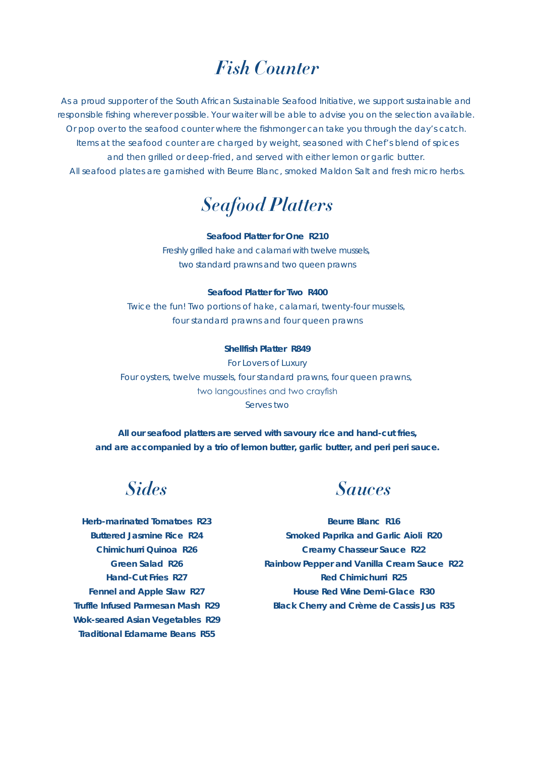# *Fish Counter*

As a proud supporter of the South African Sustainable Seafood Initiative, we support sustainable and responsible fishing wherever possible. Your waiter will be able to advise you on the selection available. Or pop over to the seafood counter where the fishmonger can take you through the day's catch. Items at the seafood counter are charged by weight, seasoned with Chef's blend of spices and then grilled or deep-fried, and served with either lemon or garlic butter. All seafood plates are garnished with Beurre Blanc, smoked Maldon Salt and fresh micro herbs.

# *Seafood Platters*

**Seafood Platter for One R210**
Freshly grilled hake and calamari with twelve mussels, two standard prawns and two queen prawns

**Seafood Platter for Two R400**
Twice the fun! Two portions of hake, calamari, twenty-four mussels, four standard prawns and four queen prawns

**Shellfish Platter R849**
For Lovers of Luxury
Four oysters, twelve mussels, four standard prawns, four queen prawns, two langoustines and two crayfish
Serves two

**All our seafood platters are served with savoury rice and hand-cut fries, and are accompanied by a trio of lemon butter, garlic butter, and peri peri sauce.**

# *Sides*

**Herb-marinated Tomatoes R23**
**Buttered Jasmine Rice R24**
**Chimichurri Quinoa R26**
**Green Salad R26**
**Hand-Cut Fries R27**
**Fennel and Apple Slaw R27**
**Truffle Infused Parmesan Mash R29**
**Wok-seared Asian Vegetables R29**
**Traditional Edamame Beans R55**

# *Sauces*

**Beurre Blanc R16**
**Smoked Paprika and Garlic Aioli R20**
**Creamy Chasseur Sauce R22**
**Rainbow Pepper and Vanilla Cream Sauce R22**
**Red Chimichurri R25**
**House Red Wine Demi-Glace R30**
**Black Cherry and Crème de Cassis Jus R35**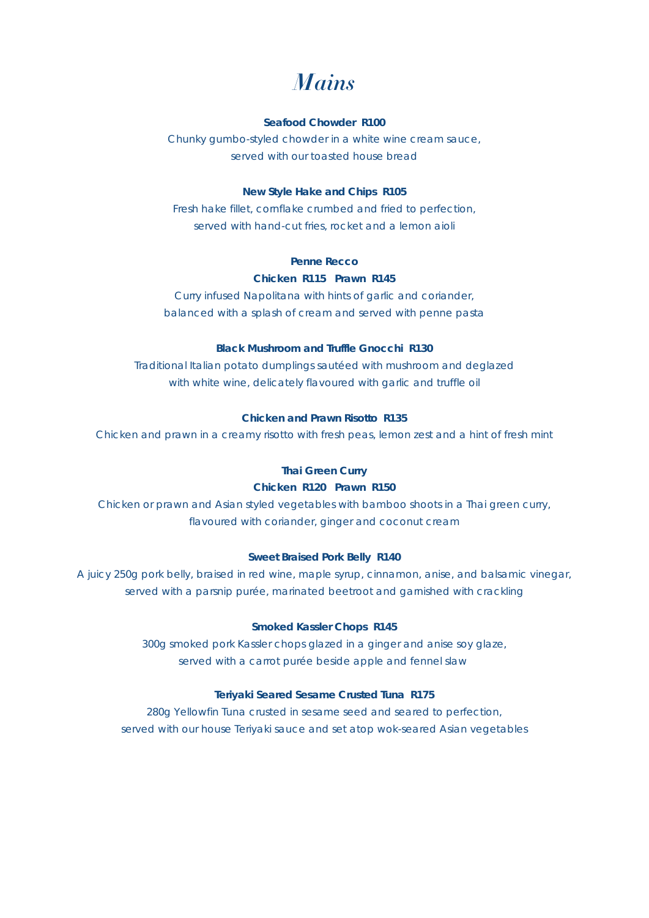# *Mains*

**Seafood Chowder  R100**

*Chunky gumbo-styled chowder in a white wine cream sauce,
served with our toasted house bread*

**New Style Hake and Chips  R105**

*Fresh hake fillet, cornflake crumbed and fried to perfection,
served with hand-cut fries, rocket and a lemon aioli*

**Penne Recco**

**Chicken  R115   Prawn  R145**

*Curry infused Napolitana with hints of garlic and coriander,
balanced with a splash of cream and served with penne pasta*

**Black Mushroom and Truffle Gnocchi  R130**

*Traditional Italian potato dumplings sautéed with mushroom and deglazed
with white wine, delicately flavoured with garlic and truffle oil*

**Chicken and Prawn Risotto  R135**

*Chicken and prawn in a creamy risotto with fresh peas, lemon zest and a hint of fresh mint*

**Thai Green Curry**

**Chicken  R120   Prawn  R150**

*Chicken or prawn and Asian styled vegetables with bamboo shoots in a Thai green curry,
flavoured with coriander, ginger and coconut cream*

**Sweet Braised Pork Belly  R140**

*A juicy 250g pork belly, braised in red wine, maple syrup, cinnamon, anise, and balsamic vinegar,
served with a parsnip purée, marinated beetroot and garnished with crackling*

**Smoked Kassler Chops  R145**

*300g smoked pork Kassler chops glazed in a ginger and anise soy glaze,
served with a carrot purée beside apple and fennel slaw*

**Teriyaki Seared Sesame Crusted Tuna  R175**

*280g Yellowfin Tuna crusted in sesame seed and seared to perfection,
served with our house Teriyaki sauce and set atop wok-seared Asian vegetables*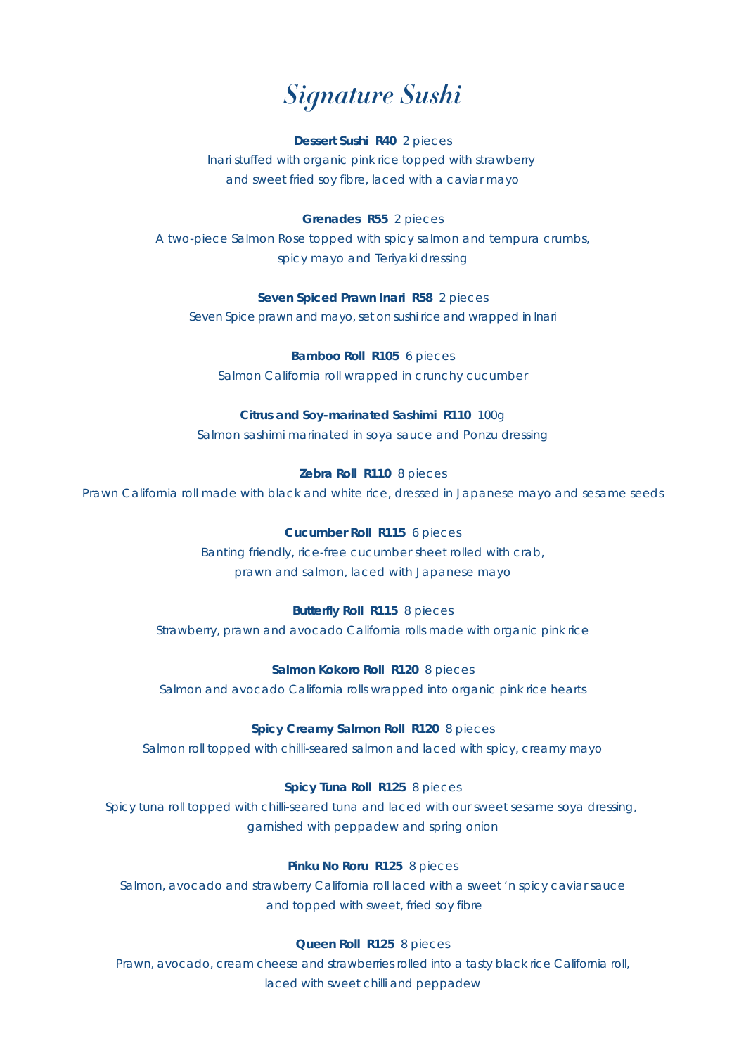# *Signature Sushi*

**Dessert Sushi R40** 2 pieces
Inari stuffed with organic pink rice topped with strawberry and sweet fried soy fibre, laced with a caviar mayo

**Grenades R55** 2 pieces
A two-piece Salmon Rose topped with spicy salmon and tempura crumbs, spicy mayo and Teriyaki dressing

**Seven Spiced Prawn Inari R58** 2 pieces
Seven Spice prawn and mayo, set on sushi rice and wrapped in Inari

**Bamboo Roll R105** 6 pieces
Salmon California roll wrapped in crunchy cucumber

**Citrus and Soy-marinated Sashimi R110** 100g
Salmon sashimi marinated in soya sauce and Ponzu dressing

**Zebra Roll R110** 8 pieces
Prawn California roll made with black and white rice, dressed in Japanese mayo and sesame seeds

**Cucumber Roll R115** 6 pieces
Banting friendly, rice-free cucumber sheet rolled with crab, prawn and salmon, laced with Japanese mayo

**Butterfly Roll R115** 8 pieces
Strawberry, prawn and avocado California rolls made with organic pink rice

**Salmon Kokoro Roll R120** 8 pieces
Salmon and avocado California rolls wrapped into organic pink rice hearts

**Spicy Creamy Salmon Roll R120** 8 pieces
Salmon roll topped with chilli-seared salmon and laced with spicy, creamy mayo

**Spicy Tuna Roll R125** 8 pieces
Spicy tuna roll topped with chilli-seared tuna and laced with our sweet sesame soya dressing, garnished with peppadew and spring onion

**Pinku No Roru R125** 8 pieces
Salmon, avocado and strawberry California roll laced with a sweet 'n spicy caviar sauce and topped with sweet, fried soy fibre

**Queen Roll R125** 8 pieces
Prawn, avocado, cream cheese and strawberries rolled into a tasty black rice California roll, laced with sweet chilli and peppadew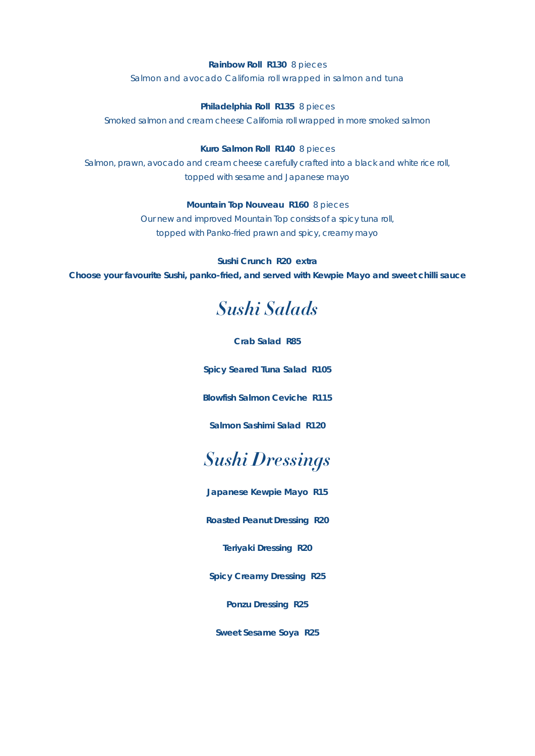**Rainbow Roll  R130**  8 pieces

*Salmon and avocado California roll wrapped in salmon and tuna*

**Philadelphia Roll  R135**  8 pieces

*Smoked salmon and cream cheese California roll wrapped in more smoked salmon*

**Kuro Salmon Roll  R140**  8 pieces

*Salmon, prawn, avocado and cream cheese carefully crafted into a black and white rice roll, topped with sesame and Japanese mayo*

**Mountain Top Nouveau  R160**  8 pieces

*Our new and improved Mountain Top consists of a spicy tuna roll, topped with Panko-fried prawn and spicy, creamy mayo*

**Sushi Crunch  R20  extra**

**Choose your favourite Sushi, panko-fried, and served with Kewpie Mayo and sweet chilli sauce**

## *Sushi Salads*

**Crab Salad  R85**

**Spicy Seared Tuna Salad  R105**

**Blowfish Salmon Ceviche  R115**

**Salmon Sashimi Salad  R120**

## *Sushi Dressings*

**Japanese Kewpie Mayo  R15**

**Roasted Peanut Dressing  R20**

**Teriyaki Dressing  R20**

**Spicy Creamy Dressing  R25**

**Ponzu Dressing  R25**

**Sweet Sesame Soya  R25**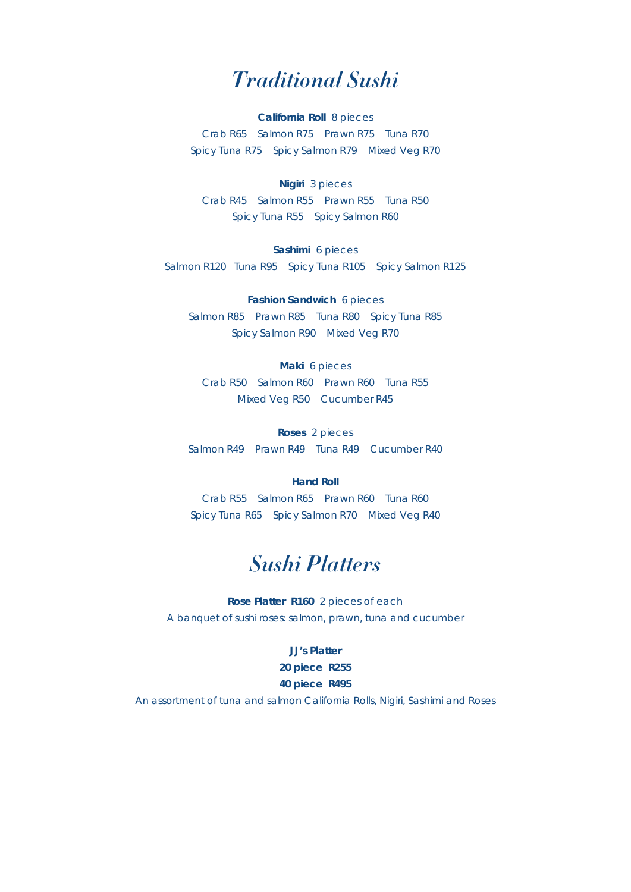# *Traditional Sushi*

**California Roll** 8 pieces

Crab R65 Salmon R75 Prawn R75 Tuna R70
Spicy Tuna R75 Spicy Salmon R79 Mixed Veg R70

**Nigiri** 3 pieces

Crab R45 Salmon R55 Prawn R55 Tuna R50
Spicy Tuna R55 Spicy Salmon R60

**Sashimi** 6 pieces

Salmon R120 Tuna R95 Spicy Tuna R105 Spicy Salmon R125

**Fashion Sandwich** 6 pieces

Salmon R85 Prawn R85 Tuna R80 Spicy Tuna R85
Spicy Salmon R90 Mixed Veg R70

**Maki** 6 pieces

Crab R50 Salmon R60 Prawn R60 Tuna R55
Mixed Veg R50 Cucumber R45

**Roses** 2 pieces

Salmon R49 Prawn R49 Tuna R49 Cucumber R40

**Hand Roll**

Crab R55 Salmon R65 Prawn R60 Tuna R60
Spicy Tuna R65 Spicy Salmon R70 Mixed Veg R40

# *Sushi Platters*

**Rose Platter R160** 2 pieces of each
A banquet of sushi roses: salmon, prawn, tuna and cucumber

**JJ's Platter**
**20 piece R255**
**40 piece R495**
An assortment of tuna and salmon California Rolls, Nigiri, Sashimi and Roses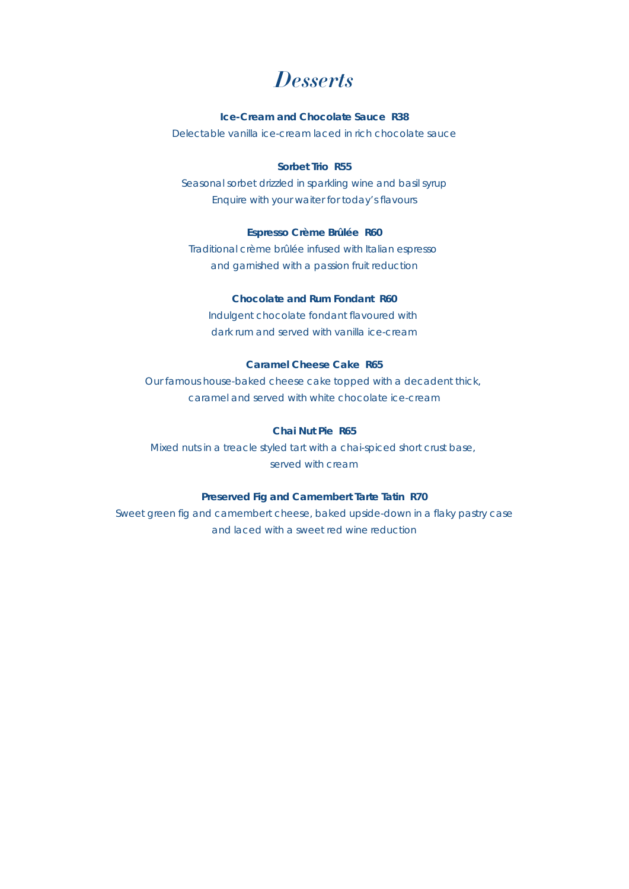# *Desserts*

**Ice-Cream and Chocolate Sauce R38**

Delectable vanilla ice-cream laced in rich chocolate sauce

**Sorbet Trio R55**

Seasonal sorbet drizzled in sparkling wine and basil syrup
Enquire with your waiter for today's flavours

**Espresso Crème Brûlée R60**

Traditional crème brûlée infused with Italian espresso
and garnished with a passion fruit reduction

**Chocolate and Rum Fondant R60**

Indulgent chocolate fondant flavoured with
dark rum and served with vanilla ice-cream

**Caramel Cheese Cake R65**

Our famous house-baked cheese cake topped with a decadent thick,
caramel and served with white chocolate ice-cream

**Chai Nut Pie R65**

Mixed nuts in a treacle styled tart with a chai-spiced short crust base,
served with cream

**Preserved Fig and Camembert Tarte Tatin R70**

Sweet green fig and camembert cheese, baked upside-down in a flaky pastry case
and laced with a sweet red wine reduction